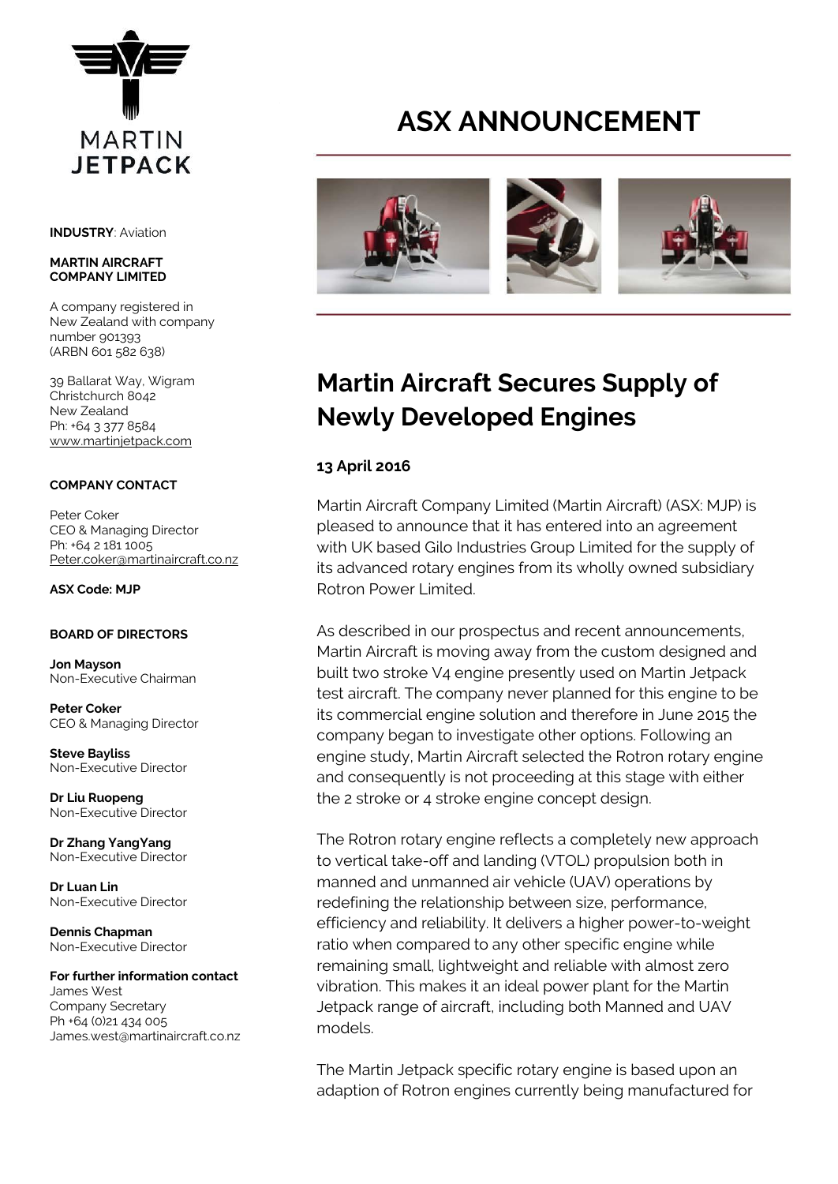MARTIN JETPACK

**INDUSTRY**: Aviation

**MARTIN AIRCRAFT COMPANY LIMITED**

A company registered in New Zealand with company number 901393 (ARBN 601 582 638)

39 Ballarat Way, Wigram
Christchurch 8042
New Zealand
Ph: +64 3 377 8584
www.martinjetpack.com

**COMPANY CONTACT**

Peter Coker
CEO & Managing Director
Ph: +64 2 181 1005
Peter.coker@martinaircraft.co.nz

**ASX Code: MJP**

**BOARD OF DIRECTORS**

**Jon Mayson**
Non-Executive Chairman

**Peter Coker**
CEO & Managing Director

**Steve Bayliss**
Non-Executive Director

**Dr Liu Ruopeng**
Non-Executive Director

**Dr Zhang YangYang**
Non-Executive Director

**Dr Luan Lin**
Non-Executive Director

**Dennis Chapman**
Non-Executive Director

**For further information contact**
James West
Company Secretary
Ph +64 (0)21 434 005
James.west@martinaircraft.co.nz

# ASX ANNOUNCEMENT

## Martin Aircraft Secures Supply of Newly Developed Engines

**13 April 2016**

Martin Aircraft Company Limited (Martin Aircraft) (ASX: MJP) is pleased to announce that it has entered into an agreement with UK based Gilo Industries Group Limited for the supply of its advanced rotary engines from its wholly owned subsidiary Rotron Power Limited.

As described in our prospectus and recent announcements, Martin Aircraft is moving away from the custom designed and built two stroke V4 engine presently used on Martin Jetpack test aircraft. The company never planned for this engine to be its commercial engine solution and therefore in June 2015 the company began to investigate other options. Following an engine study, Martin Aircraft selected the Rotron rotary engine and consequently is not proceeding at this stage with either the 2 stroke or 4 stroke engine concept design.

The Rotron rotary engine reflects a completely new approach to vertical take-off and landing (VTOL) propulsion both in manned and unmanned air vehicle (UAV) operations by redefining the relationship between size, performance, efficiency and reliability. It delivers a higher power-to-weight ratio when compared to any other specific engine while remaining small, lightweight and reliable with almost zero vibration. This makes it an ideal power plant for the Martin Jetpack range of aircraft, including both Manned and UAV models.

The Martin Jetpack specific rotary engine is based upon an adaption of Rotron engines currently being manufactured for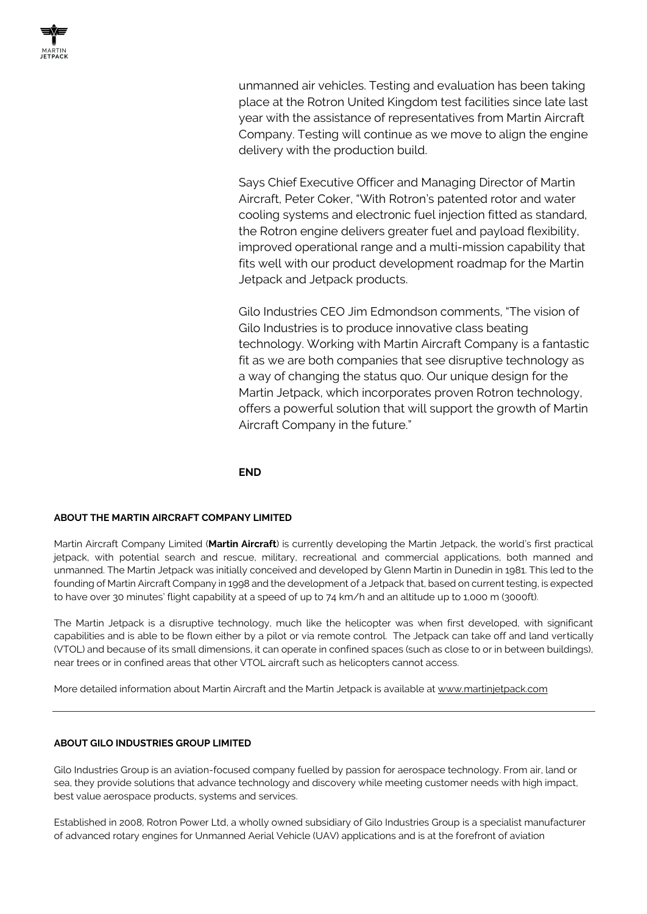unmanned air vehicles. Testing and evaluation has been taking place at the Rotron United Kingdom test facilities since late last year with the assistance of representatives from Martin Aircraft Company. Testing will continue as we move to align the engine delivery with the production build.

Says Chief Executive Officer and Managing Director of Martin Aircraft, Peter Coker, "With Rotron's patented rotor and water cooling systems and electronic fuel injection fitted as standard, the Rotron engine delivers greater fuel and payload flexibility, improved operational range and a multi-mission capability that fits well with our product development roadmap for the Martin Jetpack and Jetpack products.

Gilo Industries CEO Jim Edmondson comments, "The vision of Gilo Industries is to produce innovative class beating technology. Working with Martin Aircraft Company is a fantastic fit as we are both companies that see disruptive technology as a way of changing the status quo. Our unique design for the Martin Jetpack, which incorporates proven Rotron technology, offers a powerful solution that will support the growth of Martin Aircraft Company in the future."

**END**

### ABOUT THE MARTIN AIRCRAFT COMPANY LIMITED

Martin Aircraft Company Limited (**Martin Aircraft**) is currently developing the Martin Jetpack, the world's first practical jetpack, with potential search and rescue, military, recreational and commercial applications, both manned and unmanned. The Martin Jetpack was initially conceived and developed by Glenn Martin in Dunedin in 1981. This led to the founding of Martin Aircraft Company in 1998 and the development of a Jetpack that, based on current testing, is expected to have over 30 minutes' flight capability at a speed of up to 74 km/h and an altitude up to 1,000 m (3000ft).

The Martin Jetpack is a disruptive technology, much like the helicopter was when first developed, with significant capabilities and is able to be flown either by a pilot or via remote control. The Jetpack can take off and land vertically (VTOL) and because of its small dimensions, it can operate in confined spaces (such as close to or in between buildings), near trees or in confined areas that other VTOL aircraft such as helicopters cannot access.

More detailed information about Martin Aircraft and the Martin Jetpack is available at www.martinjetpack.com

---

### ABOUT GILO INDUSTRIES GROUP LIMITED

Gilo Industries Group is an aviation-focused company fuelled by passion for aerospace technology. From air, land or sea, they provide solutions that advance technology and discovery while meeting customer needs with high impact, best value aerospace products, systems and services.

Established in 2008, Rotron Power Ltd, a wholly owned subsidiary of Gilo Industries Group is a specialist manufacturer of advanced rotary engines for Unmanned Aerial Vehicle (UAV) applications and is at the forefront of aviation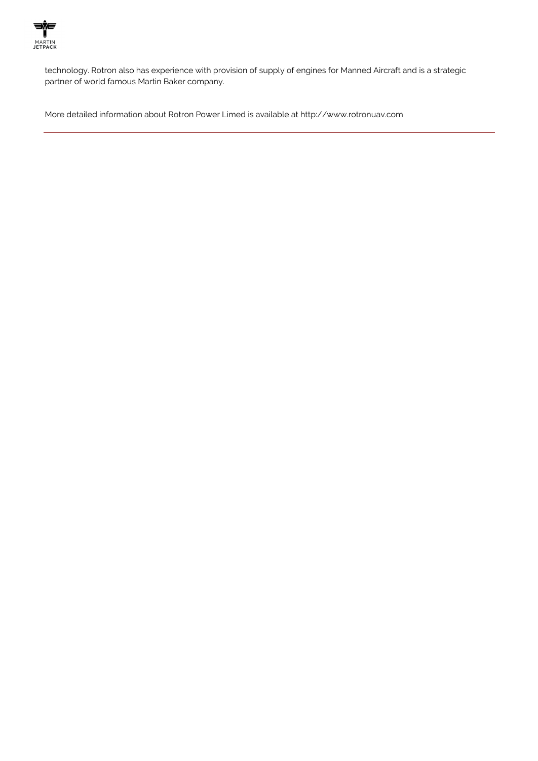technology. Rotron also has experience with provision of supply of engines for Manned Aircraft and is a strategic partner of world famous Martin Baker company.

More detailed information about Rotron Power Limed is available at http://www.rotronuav.com

---